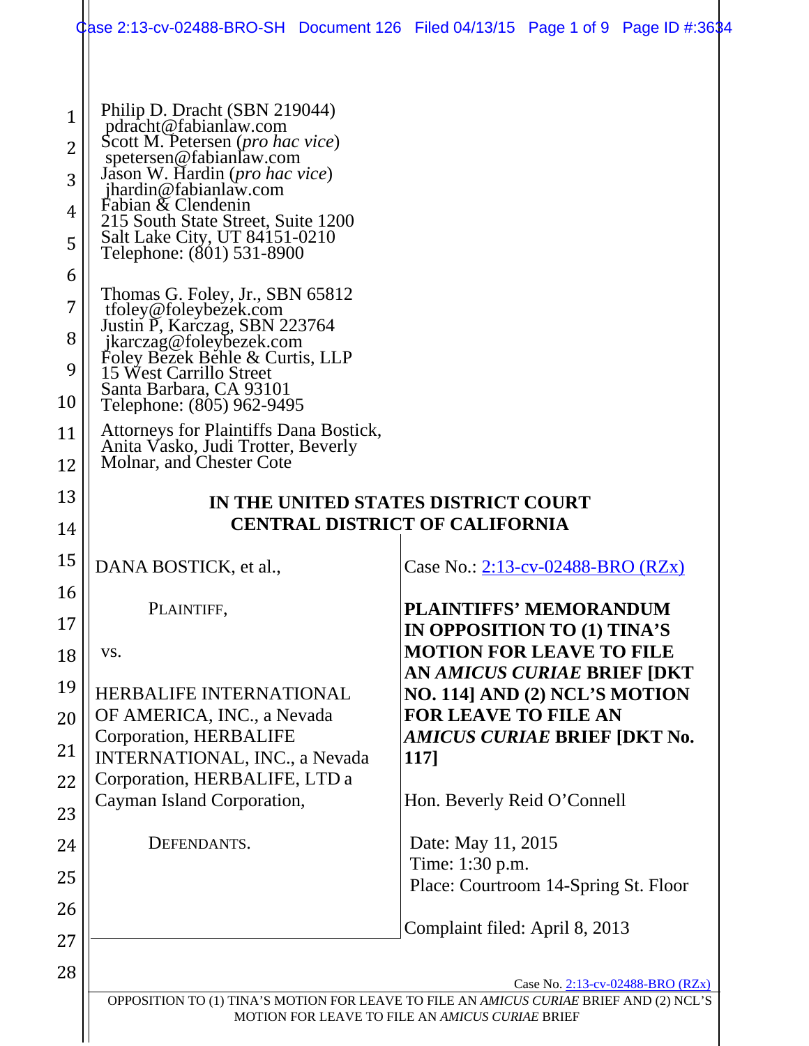Philip D. Dracht (SBN 219044)
pdracht@fabianlaw.com
Scott M. Petersen (*pro hac vice*)
spetersen@fabianlaw.com
Jason W. Hardin (*pro hac vice*)
jhardin@fabianlaw.com
Fabian & Clendenin
215 South State Street, Suite 1200
Salt Lake City, UT 84151-0210
Telephone: (801) 531-8900

Thomas G. Foley, Jr., SBN 65812
tfoley@foleybezek.com
Justin P, Karczag, SBN 223764
jkarczag@foleybezek.com
Foley Bezek Behle & Curtis, LLP
15 West Carrillo Street
Santa Barbara, CA 93101
Telephone: (805) 962-9495

Attorneys for Plaintiffs Dana Bostick, Anita Vasko, Judi Trotter, Beverly Molnar, and Chester Cote

**IN THE UNITED STATES DISTRICT COURT**
**CENTRAL DISTRICT OF CALIFORNIA**

DANA BOSTICK, et al.,

PLAINTIFF,

vs.

HERBALIFE INTERNATIONAL OF AMERICA, INC., a Nevada Corporation, HERBALIFE INTERNATIONAL, INC., a Nevada Corporation, HERBALIFE, LTD a Cayman Island Corporation,

DEFENDANTS.

Case No.: 2:13-cv-02488-BRO (RZx)

**PLAINTIFFS' MEMORANDUM IN OPPOSITION TO (1) TINA'S MOTION FOR LEAVE TO FILE AN *AMICUS CURIAE* BRIEF [DKT NO. 114] AND (2) NCL'S MOTION FOR LEAVE TO FILE AN *AMICUS CURIAE* BRIEF [DKT No. 117]**

Hon. Beverly Reid O'Connell

Date: May 11, 2015
Time: 1:30 p.m.
Place: Courtroom 14-Spring St. Floor

Complaint filed: April 8, 2013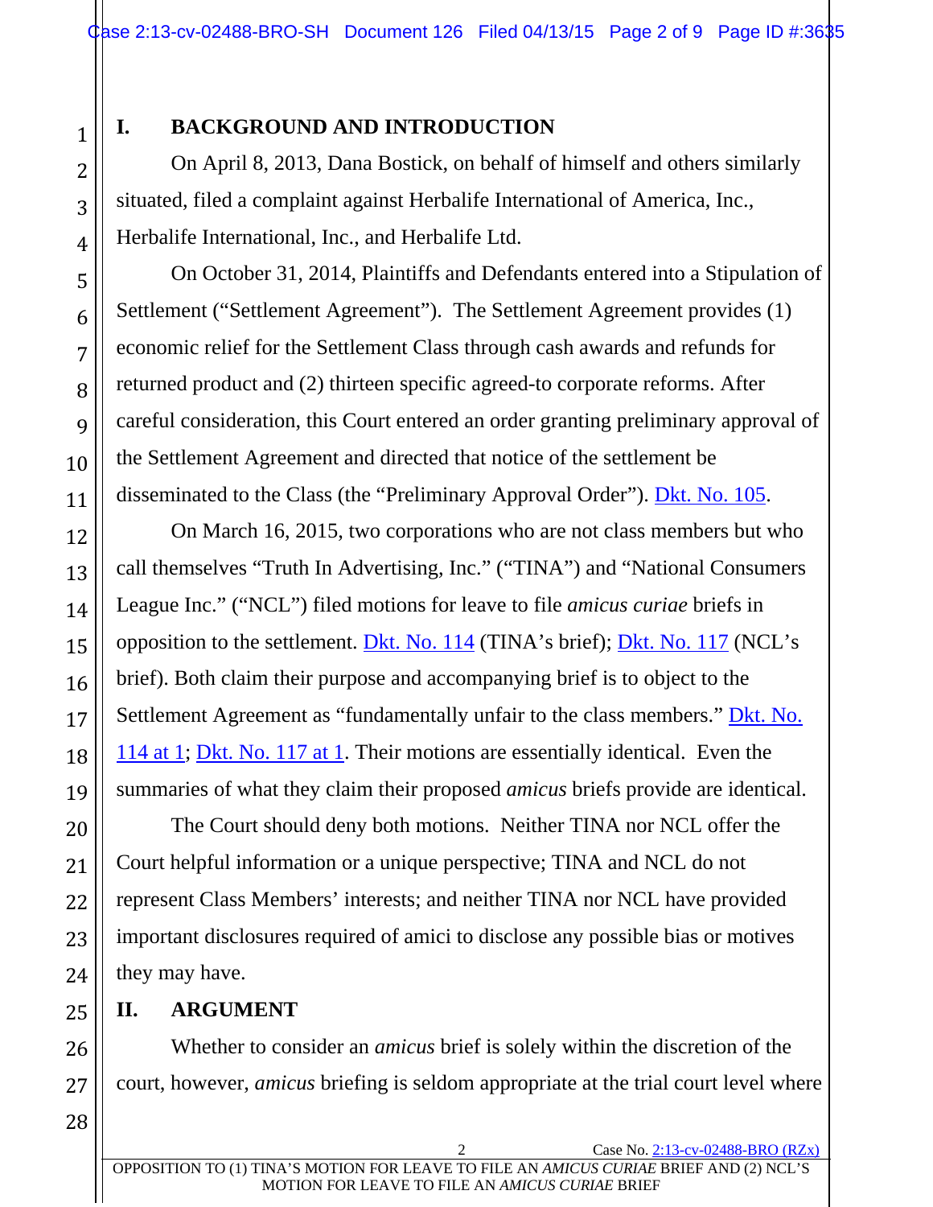## I. BACKGROUND AND INTRODUCTION

On April 8, 2013, Dana Bostick, on behalf of himself and others similarly situated, filed a complaint against Herbalife International of America, Inc., Herbalife International, Inc., and Herbalife Ltd.

On October 31, 2014, Plaintiffs and Defendants entered into a Stipulation of Settlement ("Settlement Agreement"). The Settlement Agreement provides (1) economic relief for the Settlement Class through cash awards and refunds for returned product and (2) thirteen specific agreed-to corporate reforms. After careful consideration, this Court entered an order granting preliminary approval of the Settlement Agreement and directed that notice of the settlement be disseminated to the Class (the "Preliminary Approval Order"). Dkt. No. 105.

On March 16, 2015, two corporations who are not class members but who call themselves "Truth In Advertising, Inc." ("TINA") and "National Consumers League Inc." ("NCL") filed motions for leave to file *amicus curiae* briefs in opposition to the settlement. Dkt. No. 114 (TINA's brief); Dkt. No. 117 (NCL's brief). Both claim their purpose and accompanying brief is to object to the Settlement Agreement as "fundamentally unfair to the class members." Dkt. No. 114 at 1; Dkt. No. 117 at 1. Their motions are essentially identical. Even the summaries of what they claim their proposed *amicus* briefs provide are identical.

The Court should deny both motions. Neither TINA nor NCL offer the Court helpful information or a unique perspective; TINA and NCL do not represent Class Members' interests; and neither TINA nor NCL have provided important disclosures required of amici to disclose any possible bias or motives they may have.

## II. ARGUMENT

Whether to consider an *amicus* brief is solely within the discretion of the court, however, *amicus* briefing is seldom appropriate at the trial court level where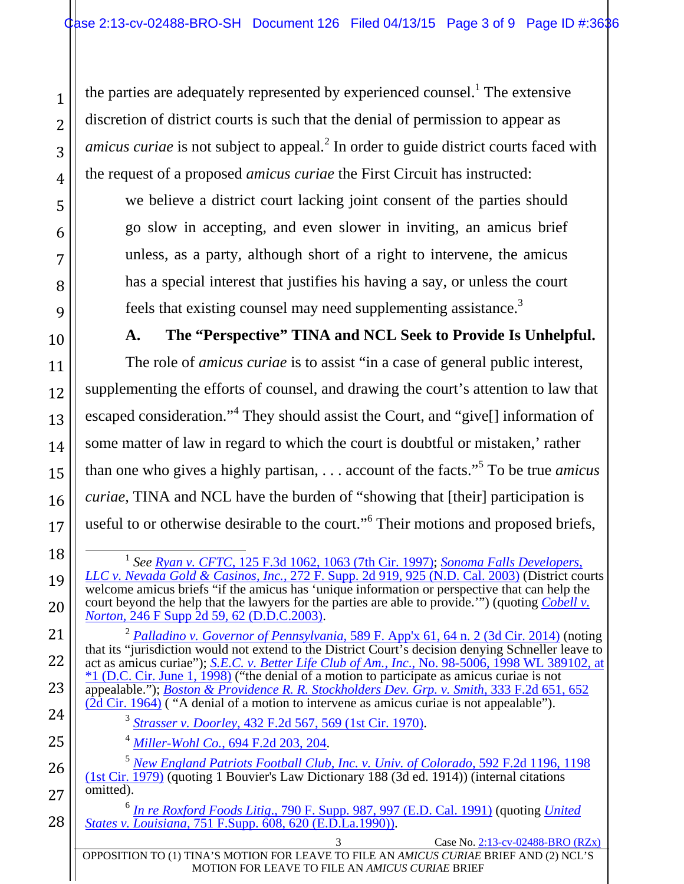the parties are adequately represented by experienced counsel.[1] The extensive discretion of district courts is such that the denial of permission to appear as *amicus curiae* is not subject to appeal.[2] In order to guide district courts faced with the request of a proposed *amicus curiae* the First Circuit has instructed:

> we believe a district court lacking joint consent of the parties should go slow in accepting, and even slower in inviting, an amicus brief unless, as a party, although short of a right to intervene, the amicus has a special interest that justifies his having a say, or unless the court feels that existing counsel may need supplementing assistance.[3]

### A. The "Perspective" TINA and NCL Seek to Provide Is Unhelpful.

The role of *amicus curiae* is to assist "in a case of general public interest, supplementing the efforts of counsel, and drawing the court's attention to law that escaped consideration."[4] They should assist the Court, and "give[] information of some matter of law in regard to which the court is doubtful or mistaken,' rather than one who gives a highly partisan, . . . account of the facts."[5] To be true *amicus curiae*, TINA and NCL have the burden of "showing that [their] participation is useful to or otherwise desirable to the court."[6] Their motions and proposed briefs,

---

[1] *See* *Ryan v. CFTC*, 125 F.3d 1062, 1063 (7th Cir. 1997); *Sonoma Falls Developers, LLC v. Nevada Gold & Casinos, Inc.*, 272 F. Supp. 2d 919, 925 (N.D. Cal. 2003) (District courts welcome amicus briefs "if the amicus has 'unique information or perspective that can help the court beyond the help that the lawyers for the parties are able to provide.'") (quoting *Cobell v. Norton*, 246 F Supp 2d 59, 62 (D.D.C.2003).

[2] *Palladino v. Governor of Pennsylvania*, 589 F. App'x 61, 64 n. 2 (3d Cir. 2014) (noting that its "jurisdiction would not extend to the District Court's decision denying Schneller leave to act as amicus curiae"); *S.E.C. v. Better Life Club of Am., Inc.*, No. 98-5006, 1998 WL 389102, at *1 (D.C. Cir. June 1, 1998) ("the denial of a motion to participate as amicus curiae is not appealable."); *Boston & Providence R. R. Stockholders Dev. Grp. v. Smith*, 333 F.2d 651, 652 (2d Cir. 1964) ( "A denial of a motion to intervene as amicus curiae is not appealable").

[3] *Strasser v. Doorley*, 432 F.2d 567, 569 (1st Cir. 1970).

[4] *Miller-Wohl Co.*, 694 F.2d 203, 204.

[5] *New England Patriots Football Club, Inc. v. Univ. of Colorado*, 592 F.2d 1196, 1198 (1st Cir. 1979) (quoting 1 Bouvier's Law Dictionary 188 (3d ed. 1914)) (internal citations omitted).

[6] *In re Roxford Foods Litig.*, 790 F. Supp. 987, 997 (E.D. Cal. 1991) (quoting *United States v. Louisiana*, 751 F.Supp. 608, 620 (E.D.La.1990)).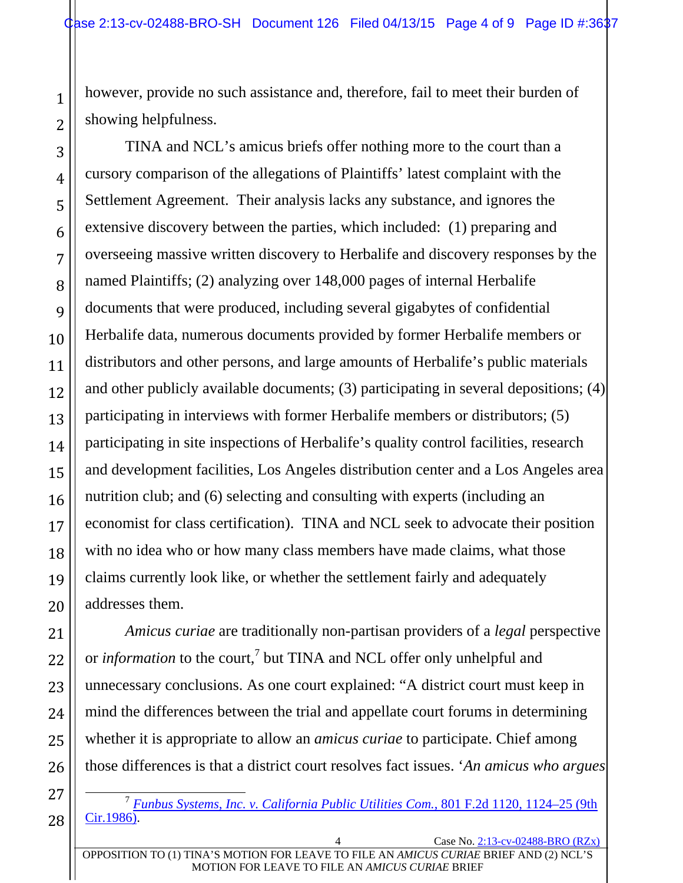however, provide no such assistance and, therefore, fail to meet their burden of showing helpfulness.

TINA and NCL's amicus briefs offer nothing more to the court than a cursory comparison of the allegations of Plaintiffs' latest complaint with the Settlement Agreement. Their analysis lacks any substance, and ignores the extensive discovery between the parties, which included: (1) preparing and overseeing massive written discovery to Herbalife and discovery responses by the named Plaintiffs; (2) analyzing over 148,000 pages of internal Herbalife documents that were produced, including several gigabytes of confidential Herbalife data, numerous documents provided by former Herbalife members or distributors and other persons, and large amounts of Herbalife's public materials and other publicly available documents; (3) participating in several depositions; (4) participating in interviews with former Herbalife members or distributors; (5) participating in site inspections of Herbalife's quality control facilities, research and development facilities, Los Angeles distribution center and a Los Angeles area nutrition club; and (6) selecting and consulting with experts (including an economist for class certification). TINA and NCL seek to advocate their position with no idea who or how many class members have made claims, what those claims currently look like, or whether the settlement fairly and adequately addresses them.

*Amicus curiae* are traditionally non-partisan providers of a *legal* perspective or *information* to the court,[7] but TINA and NCL offer only unhelpful and unnecessary conclusions. As one court explained: "A district court must keep in mind the differences between the trial and appellate court forums in determining whether it is appropriate to allow an *amicus curiae* to participate. Chief among those differences is that a district court resolves fact issues. '*An amicus who argues*

---

[7] *Funbus Systems, Inc. v. California Public Utilities Com.*, 801 F.2d 1120, 1124–25 (9th Cir.1986).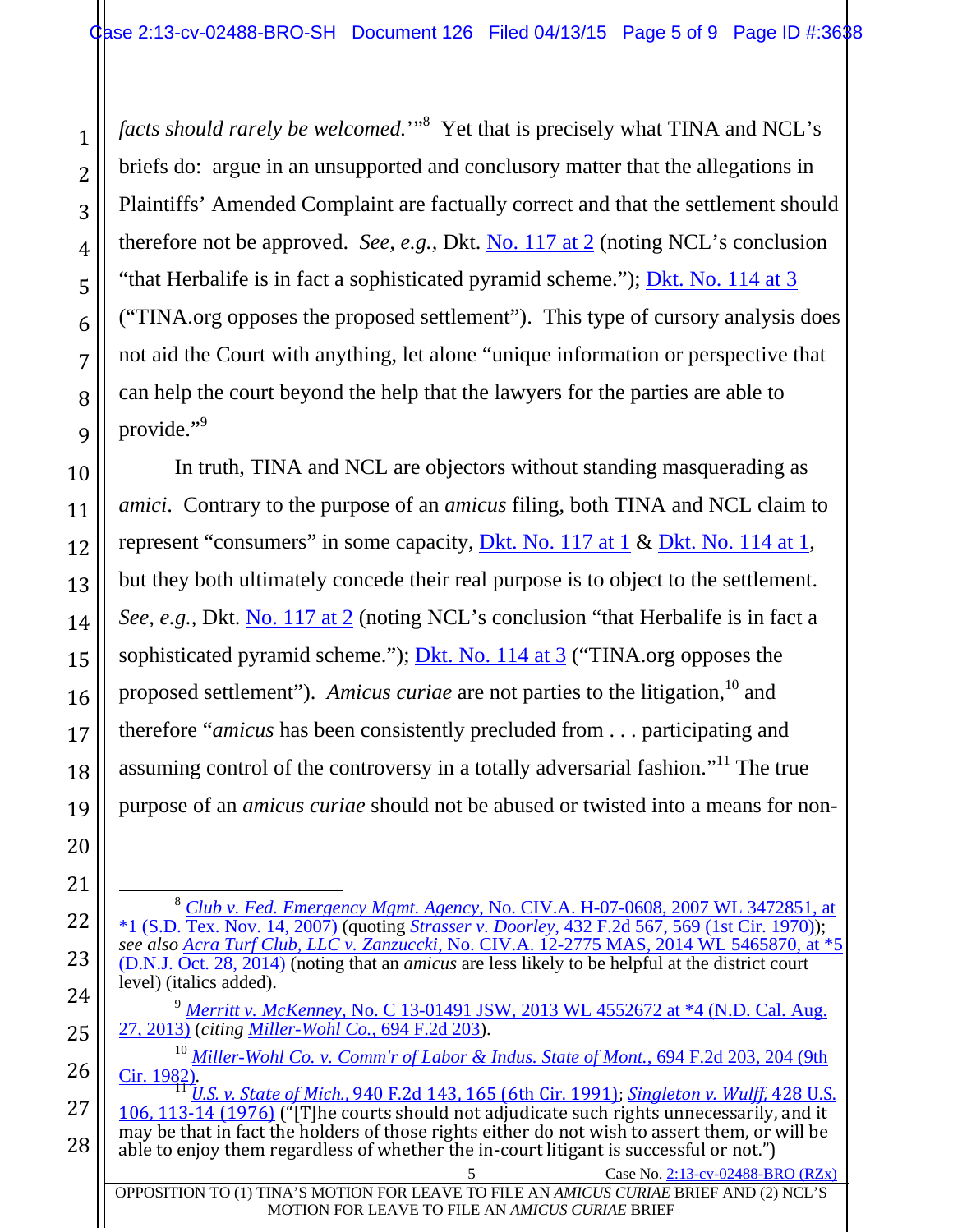*facts should rarely be welcomed.*'"[8] Yet that is precisely what TINA and NCL's briefs do: argue in an unsupported and conclusory matter that the allegations in Plaintiffs' Amended Complaint are factually correct and that the settlement should therefore not be approved. *See, e.g.*, Dkt. No. 117 at 2 (noting NCL's conclusion "that Herbalife is in fact a sophisticated pyramid scheme."); Dkt. No. 114 at 3 ("TINA.org opposes the proposed settlement"). This type of cursory analysis does not aid the Court with anything, let alone "unique information or perspective that can help the court beyond the help that the lawyers for the parties are able to provide."[9]

In truth, TINA and NCL are objectors without standing masquerading as *amici*. Contrary to the purpose of an *amicus* filing, both TINA and NCL claim to represent "consumers" in some capacity, Dkt. No. 117 at 1 & Dkt. No. 114 at 1, but they both ultimately concede their real purpose is to object to the settlement. *See, e.g.*, Dkt. No. 117 at 2 (noting NCL's conclusion "that Herbalife is in fact a sophisticated pyramid scheme."); Dkt. No. 114 at 3 ("TINA.org opposes the proposed settlement"). *Amicus curiae* are not parties to the litigation,[10] and therefore "*amicus* has been consistently precluded from . . . participating and assuming control of the controversy in a totally adversarial fashion."[11] The true purpose of an *amicus curiae* should not be abused or twisted into a means for non-

---

[8] *Club v. Fed. Emergency Mgmt. Agency*, No. CIV.A. H-07-0608, 2007 WL 3472851, at *1 (S.D. Tex. Nov. 14, 2007) (quoting *Strasser v. Doorley*, 432 F.2d 567, 569 (1st Cir. 1970)); *see also Acra Turf Club, LLC v. Zanzuccki*, No. CIV.A. 12-2775 MAS, 2014 WL 5465870, at *5 (D.N.J. Oct. 28, 2014) (noting that an *amicus* are less likely to be helpful at the district court level) (italics added).

[9] *Merritt v. McKenney*, No. C 13-01491 JSW, 2013 WL 4552672 at *4 (N.D. Cal. Aug. 27, 2013) (*citing Miller-Wohl Co.*, 694 F.2d 203).

[10] *Miller-Wohl Co. v. Comm'r of Labor & Indus. State of Mont.*, 694 F.2d 203, 204 (9th Cir. 1982).

[11] *U.S. v. State of Mich.*, 940 F.2d 143, 165 (6th Cir. 1991); *Singleton v. Wulff*, 428 U.S. 106, 113-14 (1976) ("[T]he courts should not adjudicate such rights unnecessarily, and it may be that in fact the holders of those rights either do not wish to assert them, or will be able to enjoy them regardless of whether the in-court litigant is successful or not.")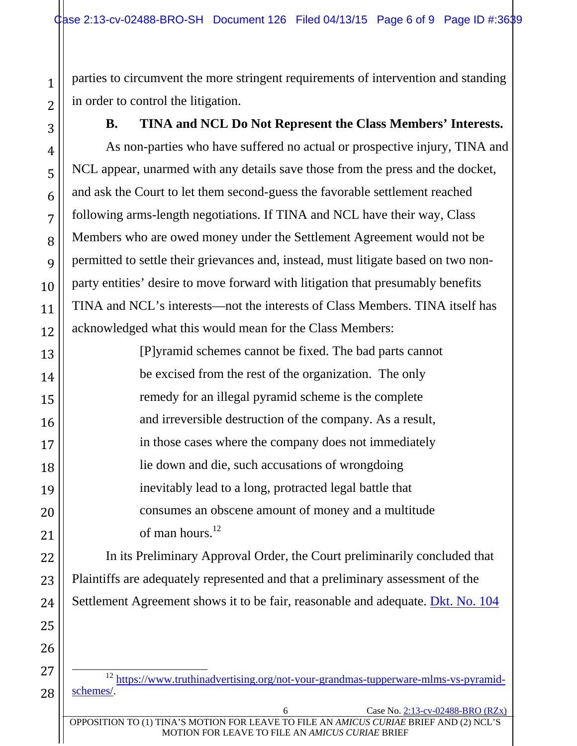parties to circumvent the more stringent requirements of intervention and standing in order to control the litigation.

### B. TINA and NCL Do Not Represent the Class Members' Interests.

As non-parties who have suffered no actual or prospective injury, TINA and NCL appear, unarmed with any details save those from the press and the docket, and ask the Court to let them second-guess the favorable settlement reached following arms-length negotiations. If TINA and NCL have their way, Class Members who are owed money under the Settlement Agreement would not be permitted to settle their grievances and, instead, must litigate based on two non-party entities' desire to move forward with litigation that presumably benefits TINA and NCL's interests—not the interests of Class Members. TINA itself has acknowledged what this would mean for the Class Members:

> [P]yramid schemes cannot be fixed. The bad parts cannot be excised from the rest of the organization. The only remedy for an illegal pyramid scheme is the complete and irreversible destruction of the company. As a result, in those cases where the company does not immediately lie down and die, such accusations of wrongdoing inevitably lead to a long, protracted legal battle that consumes an obscene amount of money and a multitude of man hours.[12]

In its Preliminary Approval Order, the Court preliminarily concluded that Plaintiffs are adequately represented and that a preliminary assessment of the Settlement Agreement shows it to be fair, reasonable and adequate. Dkt. No. 104

---

[12] https://www.truthinadvertising.org/not-your-grandmas-tupperware-mlms-vs-pyramid-schemes/.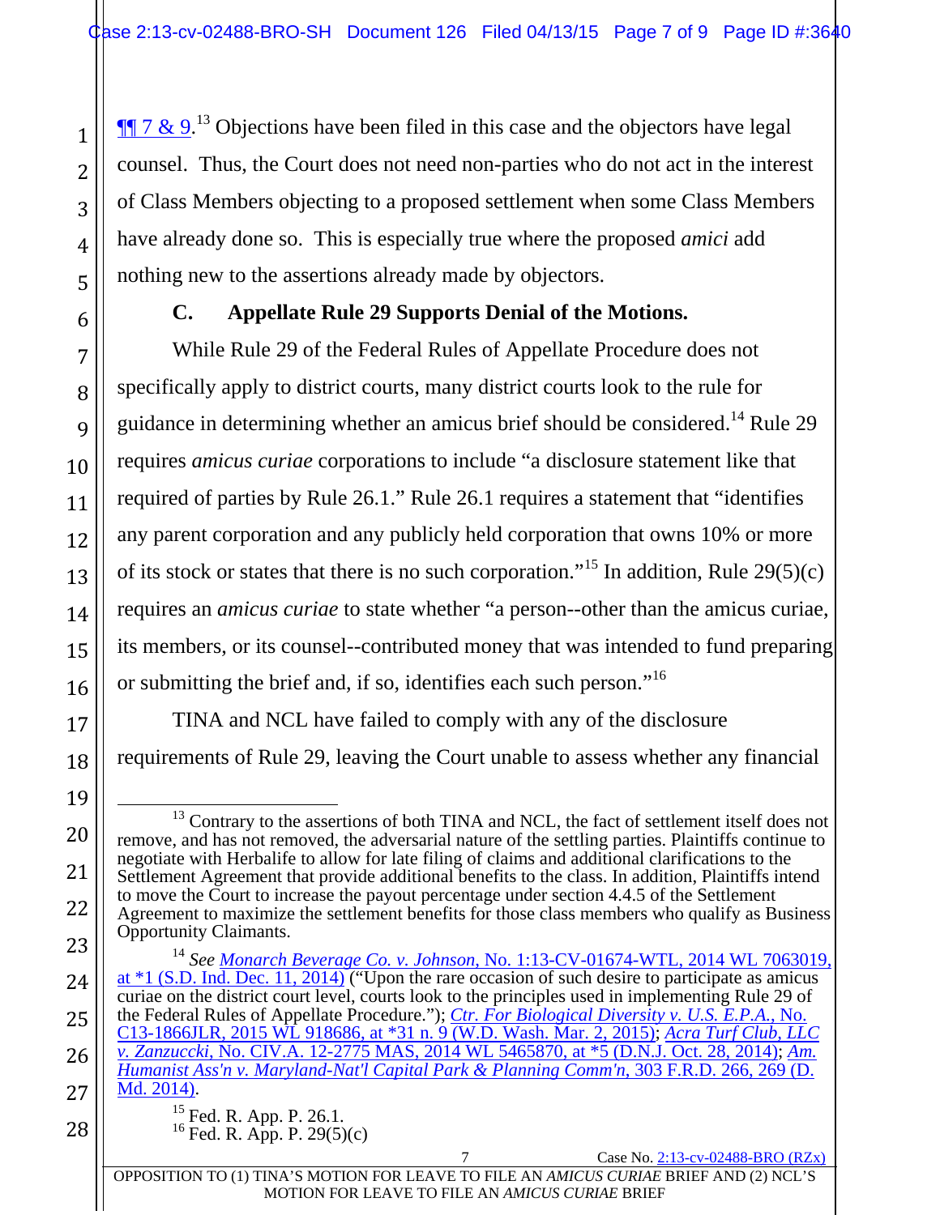¶¶ 7 & 9.[13] Objections have been filed in this case and the objectors have legal counsel. Thus, the Court does not need non-parties who do not act in the interest of Class Members objecting to a proposed settlement when some Class Members have already done so. This is especially true where the proposed *amici* add nothing new to the assertions already made by objectors.

### C. Appellate Rule 29 Supports Denial of the Motions.

While Rule 29 of the Federal Rules of Appellate Procedure does not specifically apply to district courts, many district courts look to the rule for guidance in determining whether an amicus brief should be considered.[14] Rule 29 requires *amicus curiae* corporations to include "a disclosure statement like that required of parties by Rule 26.1." Rule 26.1 requires a statement that "identifies any parent corporation and any publicly held corporation that owns 10% or more of its stock or states that there is no such corporation."[15] In addition, Rule 29(5)(c) requires an *amicus curiae* to state whether "a person--other than the amicus curiae, its members, or its counsel--contributed money that was intended to fund preparing or submitting the brief and, if so, identifies each such person."[16]

TINA and NCL have failed to comply with any of the disclosure requirements of Rule 29, leaving the Court unable to assess whether any financial

---

[13] Contrary to the assertions of both TINA and NCL, the fact of settlement itself does not remove, and has not removed, the adversarial nature of the settling parties. Plaintiffs continue to negotiate with Herbalife to allow for late filing of claims and additional clarifications to the Settlement Agreement that provide additional benefits to the class. In addition, Plaintiffs intend to move the Court to increase the payout percentage under section 4.4.5 of the Settlement Agreement to maximize the settlement benefits for those class members who qualify as Business Opportunity Claimants.

[14] *See* *Monarch Beverage Co. v. Johnson*, No. 1:13-CV-01674-WTL, 2014 WL 7063019, at *1 (S.D. Ind. Dec. 11, 2014) ("Upon the rare occasion of such desire to participate as amicus curiae on the district court level, courts look to the principles used in implementing Rule 29 of the Federal Rules of Appellate Procedure."); *Ctr. For Biological Diversity v. U.S. E.P.A.*, No. C13-1866JLR, 2015 WL 918686, at *31 n. 9 (W.D. Wash. Mar. 2, 2015); *Acra Turf Club, LLC v. Zanzuccki*, No. CIV.A. 12-2775 MAS, 2014 WL 5465870, at *5 (D.N.J. Oct. 28, 2014); *Am. Humanist Ass'n v. Maryland-Nat'l Capital Park & Planning Comm'n*, 303 F.R.D. 266, 269 (D. Md. 2014).

[15] Fed. R. App. P. 26.1.

[16] Fed. R. App. P. 29(5)(c)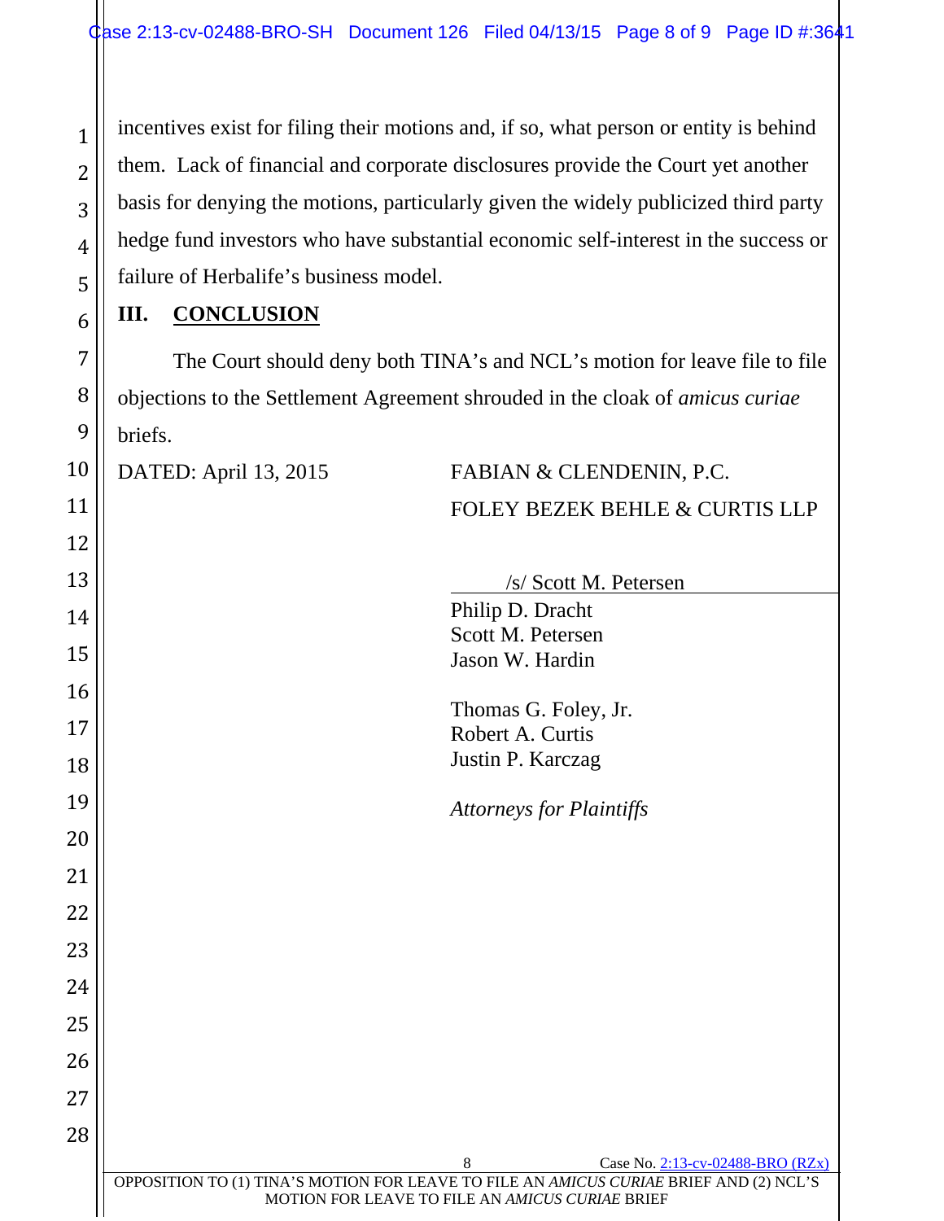incentives exist for filing their motions and, if so, what person or entity is behind them. Lack of financial and corporate disclosures provide the Court yet another basis for denying the motions, particularly given the widely publicized third party hedge fund investors who have substantial economic self-interest in the success or failure of Herbalife's business model.

## III. CONCLUSION

The Court should deny both TINA's and NCL's motion for leave file to file objections to the Settlement Agreement shrouded in the cloak of *amicus curiae* briefs.

DATED: April 13, 2015

FABIAN & CLENDENIN, P.C.
FOLEY BEZEK BEHLE & CURTIS LLP

/s/ Scott M. Petersen

Philip D. Dracht
Scott M. Petersen
Jason W. Hardin

Thomas G. Foley, Jr.
Robert A. Curtis
Justin P. Karczag

*Attorneys for Plaintiffs*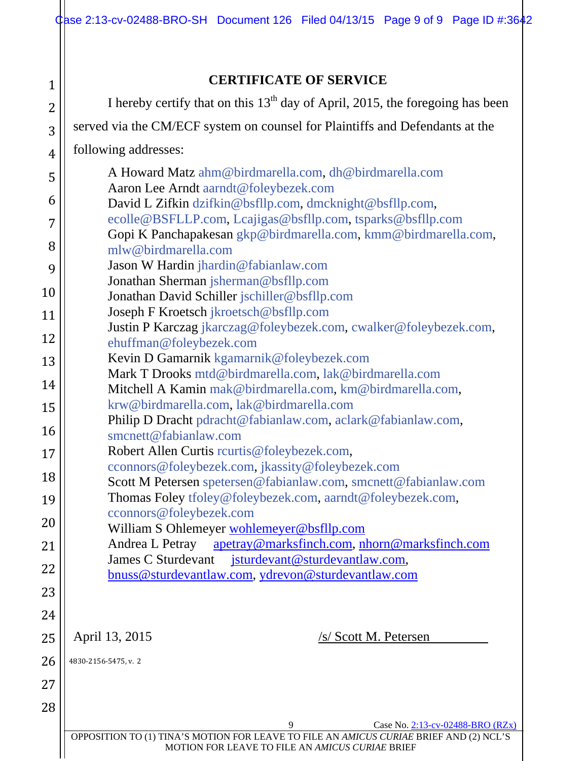## CERTIFICATE OF SERVICE

I hereby certify that on this 13th day of April, 2015, the foregoing has been served via the CM/ECF system on counsel for Plaintiffs and Defendants at the following addresses:

A Howard Matz ahm@birdmarella.com, dh@birdmarella.com
Aaron Lee Arndt aarndt@foleybezek.com
David L Zifkin dzifkin@bsfllp.com, dmcknight@bsfllp.com, ecolle@BSFLLP.com, Lcajigas@bsfllp.com, tsparks@bsfllp.com
Gopi K Panchapakesan gkp@birdmarella.com, kmm@birdmarella.com, mlw@birdmarella.com
Jason W Hardin jhardin@fabianlaw.com
Jonathan Sherman jsherman@bsfllp.com
Jonathan David Schiller jschiller@bsfllp.com
Joseph F Kroetsch jkroetsch@bsfllp.com
Justin P Karczag jkarczag@foleybezek.com, cwalker@foleybezek.com, ehuffman@foleybezek.com
Kevin D Gamarnik kgamarnik@foleybezek.com
Mark T Drooks mtd@birdmarella.com, lak@birdmarella.com
Mitchell A Kamin mak@birdmarella.com, km@birdmarella.com, krw@birdmarella.com, lak@birdmarella.com
Philip D Dracht pdracht@fabianlaw.com, aclark@fabianlaw.com, smcnett@fabianlaw.com
Robert Allen Curtis rcurtis@foleybezek.com, cconnors@foleybezek.com, jkassity@foleybezek.com
Scott M Petersen spetersen@fabianlaw.com, smcnett@fabianlaw.com
Thomas Foley tfoley@foleybezek.com, aarndt@foleybezek.com, cconnors@foleybezek.com
William S Ohlemeyer wohlemeyer@bsfllp.com
Andrea L Petray apetray@marksfinch.com, nhorn@marksfinch.com
James C Sturdevant jsturdevant@sturdevantlaw.com, bnuss@sturdevantlaw.com, ydrevon@sturdevantlaw.com

April 13, 2015 /s/ Scott M. Petersen

4830-2156-5475, v. 2